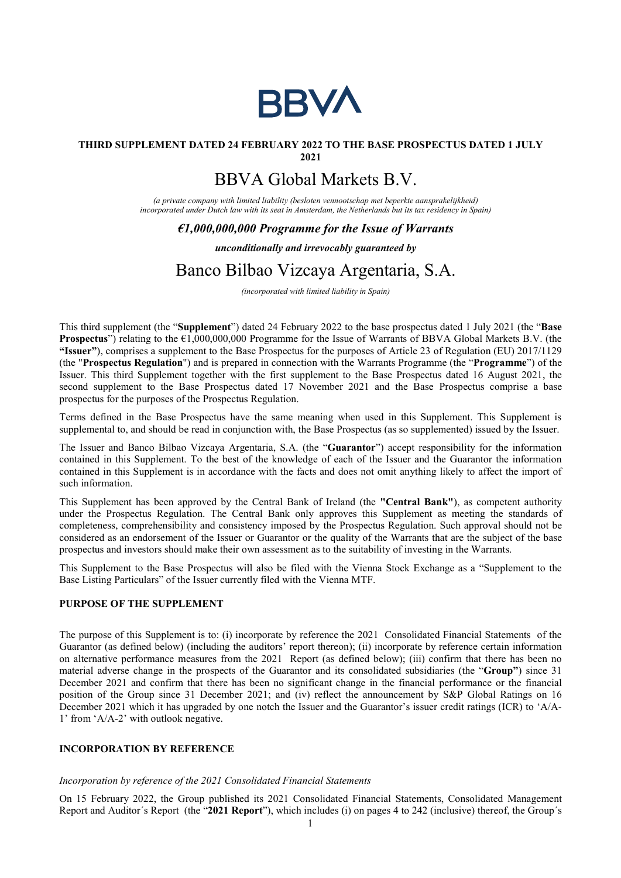# BBVA

**THIRD SUPPLEMENT DATED 24 FEBRUARY 2022 TO THE BASE PROSPECTUS DATED 1 JULY 2021**

# BBVA Global Markets B.V.

*(a private company with limited liability (besloten vennootschap met beperkte aansprakelijkheid) incorporated under Dutch law with its seat in Amsterdam, the Netherlands but its tax residency in Spain)*

***€1,000,000,000 Programme for the Issue of Warrants***

***unconditionally and irrevocably guaranteed by***

# Banco Bilbao Vizcaya Argentaria, S.A.

*(incorporated with limited liability in Spain)*

This third supplement (the "**Supplement**") dated 24 February 2022 to the base prospectus dated 1 July 2021 (the "**Base Prospectus**") relating to the €1,000,000,000 Programme for the Issue of Warrants of BBVA Global Markets B.V. (the **"Issuer"**), comprises a supplement to the Base Prospectus for the purposes of Article 23 of Regulation (EU) 2017/1129 (the "**Prospectus Regulation**") and is prepared in connection with the Warrants Programme (the "**Programme**") of the Issuer. This third Supplement together with the first supplement to the Base Prospectus dated 16 August 2021, the second supplement to the Base Prospectus dated 17 November 2021 and the Base Prospectus comprise a base prospectus for the purposes of the Prospectus Regulation.

Terms defined in the Base Prospectus have the same meaning when used in this Supplement. This Supplement is supplemental to, and should be read in conjunction with, the Base Prospectus (as so supplemented) issued by the Issuer.

The Issuer and Banco Bilbao Vizcaya Argentaria, S.A. (the "**Guarantor**") accept responsibility for the information contained in this Supplement. To the best of the knowledge of each of the Issuer and the Guarantor the information contained in this Supplement is in accordance with the facts and does not omit anything likely to affect the import of such information.

This Supplement has been approved by the Central Bank of Ireland (the **"Central Bank"**), as competent authority under the Prospectus Regulation. The Central Bank only approves this Supplement as meeting the standards of completeness, comprehensibility and consistency imposed by the Prospectus Regulation. Such approval should not be considered as an endorsement of the Issuer or Guarantor or the quality of the Warrants that are the subject of the base prospectus and investors should make their own assessment as to the suitability of investing in the Warrants.

This Supplement to the Base Prospectus will also be filed with the Vienna Stock Exchange as a "Supplement to the Base Listing Particulars" of the Issuer currently filed with the Vienna MTF.

## PURPOSE OF THE SUPPLEMENT

The purpose of this Supplement is to: (i) incorporate by reference the 2021 Consolidated Financial Statements of the Guarantor (as defined below) (including the auditors' report thereon); (ii) incorporate by reference certain information on alternative performance measures from the 2021 Report (as defined below); (iii) confirm that there has been no material adverse change in the prospects of the Guarantor and its consolidated subsidiaries (the "**Group"**) since 31 December 2021 and confirm that there has been no significant change in the financial performance or the financial position of the Group since 31 December 2021; and (iv) reflect the announcement by S&P Global Ratings on 16 December 2021 which it has upgraded by one notch the Issuer and the Guarantor's issuer credit ratings (ICR) to 'A/A-1' from 'A/A-2' with outlook negative.

## INCORPORATION BY REFERENCE

*Incorporation by reference of the 2021 Consolidated Financial Statements*

On 15 February 2022, the Group published its 2021 Consolidated Financial Statements, Consolidated Management Report and Auditor´s Report (the "**2021 Report**"), which includes (i) on pages 4 to 242 (inclusive) thereof, the Group´s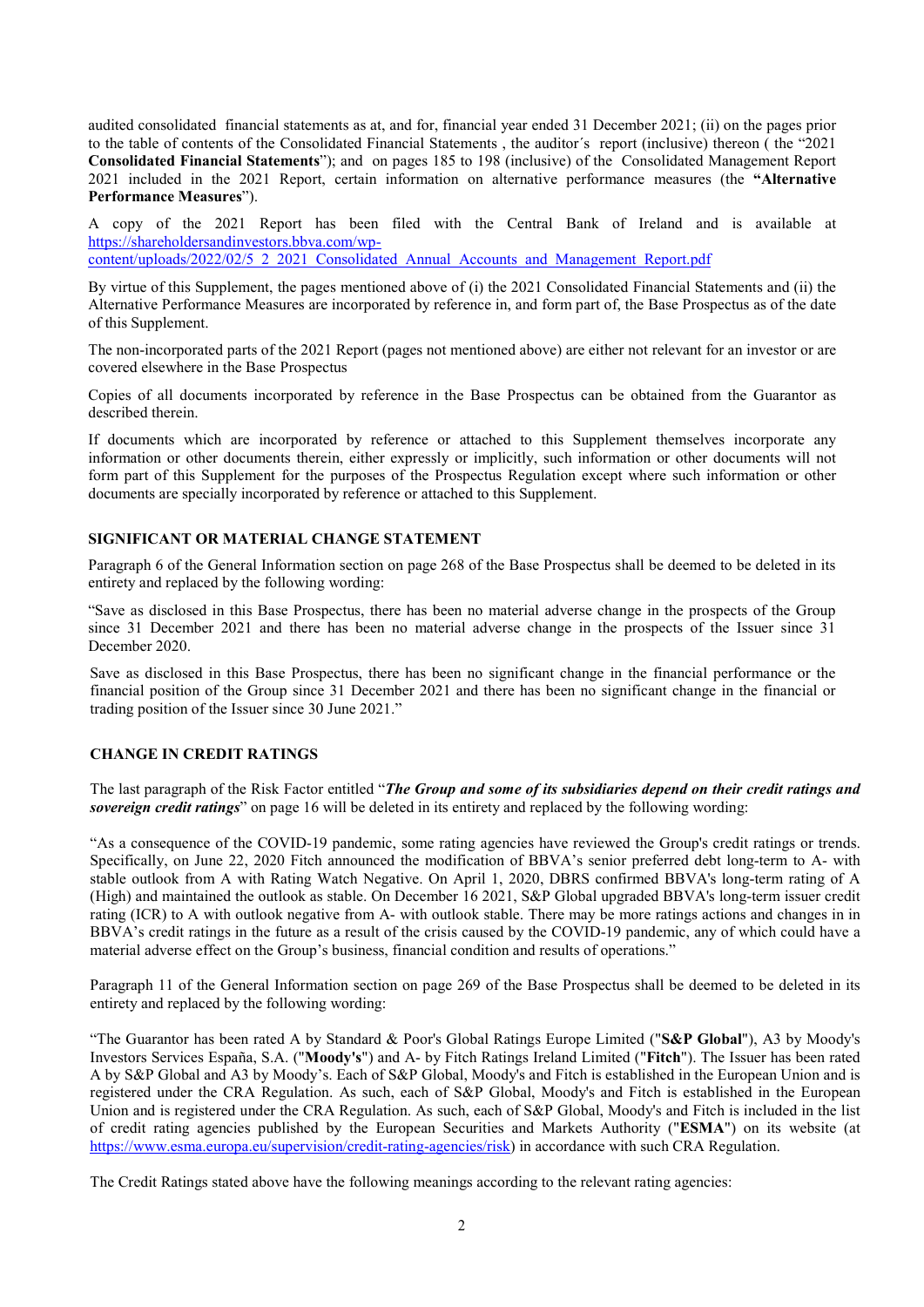audited consolidated financial statements as at, and for, financial year ended 31 December 2021; (ii) on the pages prior to the table of contents of the Consolidated Financial Statements , the auditor´s report (inclusive) thereon ( the "2021 **Consolidated Financial Statements**"); and on pages 185 to 198 (inclusive) of the Consolidated Management Report 2021 included in the 2021 Report, certain information on alternative performance measures (the **"Alternative Performance Measures**").

A copy of the 2021 Report has been filed with the Central Bank of Ireland and is available at https://shareholdersandinvestors.bbva.com/wp-content/uploads/2022/02/5_2_2021_Consolidated_Annual_Accounts_and_Management_Report.pdf

By virtue of this Supplement, the pages mentioned above of (i) the 2021 Consolidated Financial Statements and (ii) the Alternative Performance Measures are incorporated by reference in, and form part of, the Base Prospectus as of the date of this Supplement.

The non-incorporated parts of the 2021 Report (pages not mentioned above) are either not relevant for an investor or are covered elsewhere in the Base Prospectus

Copies of all documents incorporated by reference in the Base Prospectus can be obtained from the Guarantor as described therein.

If documents which are incorporated by reference or attached to this Supplement themselves incorporate any information or other documents therein, either expressly or implicitly, such information or other documents will not form part of this Supplement for the purposes of the Prospectus Regulation except where such information or other documents are specially incorporated by reference or attached to this Supplement.

## SIGNIFICANT OR MATERIAL CHANGE STATEMENT

Paragraph 6 of the General Information section on page 268 of the Base Prospectus shall be deemed to be deleted in its entirety and replaced by the following wording:

"Save as disclosed in this Base Prospectus, there has been no material adverse change in the prospects of the Group since 31 December 2021 and there has been no material adverse change in the prospects of the Issuer since 31 December 2020.

Save as disclosed in this Base Prospectus, there has been no significant change in the financial performance or the financial position of the Group since 31 December 2021 and there has been no significant change in the financial or trading position of the Issuer since 30 June 2021."

## CHANGE IN CREDIT RATINGS

The last paragraph of the Risk Factor entitled "***The Group and some of its subsidiaries depend on their credit ratings and sovereign credit ratings***" on page 16 will be deleted in its entirety and replaced by the following wording:

"As a consequence of the COVID-19 pandemic, some rating agencies have reviewed the Group's credit ratings or trends. Specifically, on June 22, 2020 Fitch announced the modification of BBVA's senior preferred debt long-term to A- with stable outlook from A with Rating Watch Negative. On April 1, 2020, DBRS confirmed BBVA's long-term rating of A (High) and maintained the outlook as stable. On December 16 2021, S&P Global upgraded BBVA's long-term issuer credit rating (ICR) to A with outlook negative from A- with outlook stable. There may be more ratings actions and changes in in BBVA's credit ratings in the future as a result of the crisis caused by the COVID-19 pandemic, any of which could have a material adverse effect on the Group's business, financial condition and results of operations."

Paragraph 11 of the General Information section on page 269 of the Base Prospectus shall be deemed to be deleted in its entirety and replaced by the following wording:

"The Guarantor has been rated A by Standard & Poor's Global Ratings Europe Limited ("**S&P Global**"), A3 by Moody's Investors Services España, S.A. ("**Moody's**") and A- by Fitch Ratings Ireland Limited ("**Fitch**"). The Issuer has been rated A by S&P Global and A3 by Moody's. Each of S&P Global, Moody's and Fitch is established in the European Union and is registered under the CRA Regulation. As such, each of S&P Global, Moody's and Fitch is established in the European Union and is registered under the CRA Regulation. As such, each of S&P Global, Moody's and Fitch is included in the list of credit rating agencies published by the European Securities and Markets Authority ("**ESMA**") on its website (at https://www.esma.europa.eu/supervision/credit-rating-agencies/risk) in accordance with such CRA Regulation.

The Credit Ratings stated above have the following meanings according to the relevant rating agencies: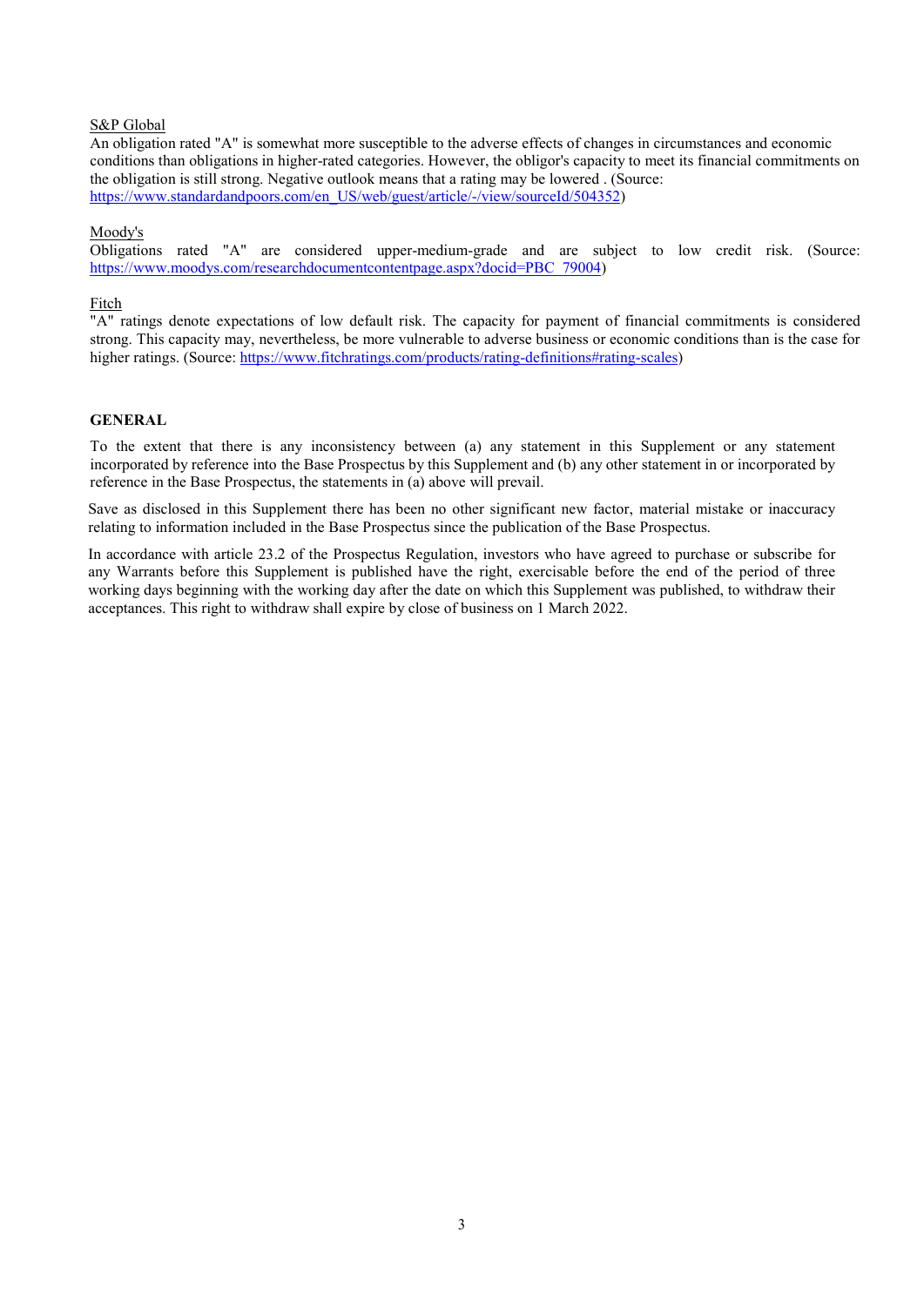S&P Global

An obligation rated "A" is somewhat more susceptible to the adverse effects of changes in circumstances and economic conditions than obligations in higher-rated categories. However, the obligor's capacity to meet its financial commitments on the obligation is still strong. Negative outlook means that a rating may be lowered . (Source: https://www.standardandpoors.com/en_US/web/guest/article/-/view/sourceId/504352)

Moody's

Obligations rated "A" are considered upper-medium-grade and are subject to low credit risk. (Source: https://www.moodys.com/researchdocumentcontentpage.aspx?docid=PBC_79004)

Fitch

"A" ratings denote expectations of low default risk. The capacity for payment of financial commitments is considered strong. This capacity may, nevertheless, be more vulnerable to adverse business or economic conditions than is the case for higher ratings. (Source: https://www.fitchratings.com/products/rating-definitions#rating-scales)

## GENERAL

To the extent that there is any inconsistency between (a) any statement in this Supplement or any statement incorporated by reference into the Base Prospectus by this Supplement and (b) any other statement in or incorporated by reference in the Base Prospectus, the statements in (a) above will prevail.

Save as disclosed in this Supplement there has been no other significant new factor, material mistake or inaccuracy relating to information included in the Base Prospectus since the publication of the Base Prospectus.

In accordance with article 23.2 of the Prospectus Regulation, investors who have agreed to purchase or subscribe for any Warrants before this Supplement is published have the right, exercisable before the end of the period of three working days beginning with the working day after the date on which this Supplement was published, to withdraw their acceptances. This right to withdraw shall expire by close of business on 1 March 2022.